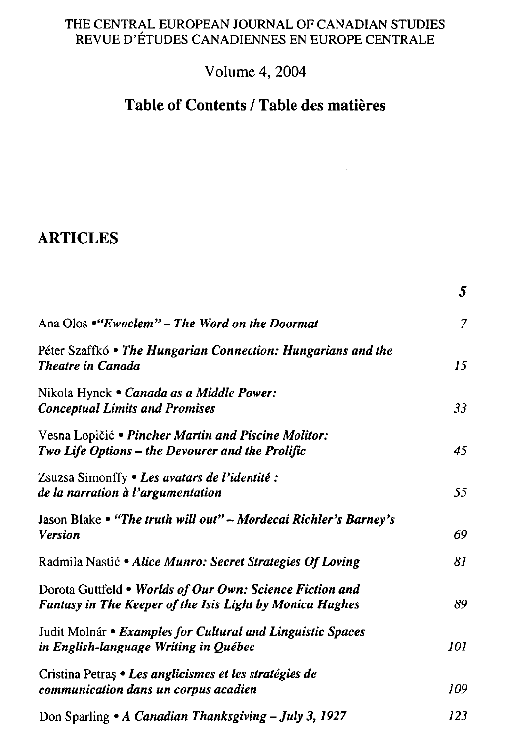THE CENTRAL EUROPEAN JOURNAL OF CANADIAN STUDIES
REVUE D'ÉTUDES CANADIENNES EN EUROPE CENTRALE

Volume 4, 2004

# Table of Contents / Table des matières

## ARTICLES

| | |
|---|---|
| | **5** |
| Ana Olos • ***"Ewoclem" – The Word on the Doormat*** | *7* |
| Péter Szaffkó • ***The Hungarian Connection: Hungarians and the Theatre in Canada*** | *15* |
| Nikola Hynek • ***Canada as a Middle Power: Conceptual Limits and Promises*** | *33* |
| Vesna Lopičić • ***Pincher Martin and Piscine Molitor: Two Life Options – the Devourer and the Prolific*** | *45* |
| Zsuzsa Simonffy • ***Les avatars de l'identité : de la narration à l'argumentation*** | *55* |
| Jason Blake • ***"The truth will out" – Mordecai Richler's Barney's Version*** | *69* |
| Radmila Nastić • ***Alice Munro: Secret Strategies Of Loving*** | *81* |
| Dorota Guttfeld • ***Worlds of Our Own: Science Fiction and Fantasy in The Keeper of the Isis Light by Monica Hughes*** | *89* |
| Judit Molnár • ***Examples for Cultural and Linguistic Spaces in English-language Writing in Québec*** | *101* |
| Cristina Petraş • ***Les anglicismes et les stratégies de communication dans un corpus acadien*** | *109* |
| Don Sparling • ***A Canadian Thanksgiving – July 3, 1927*** | *123* |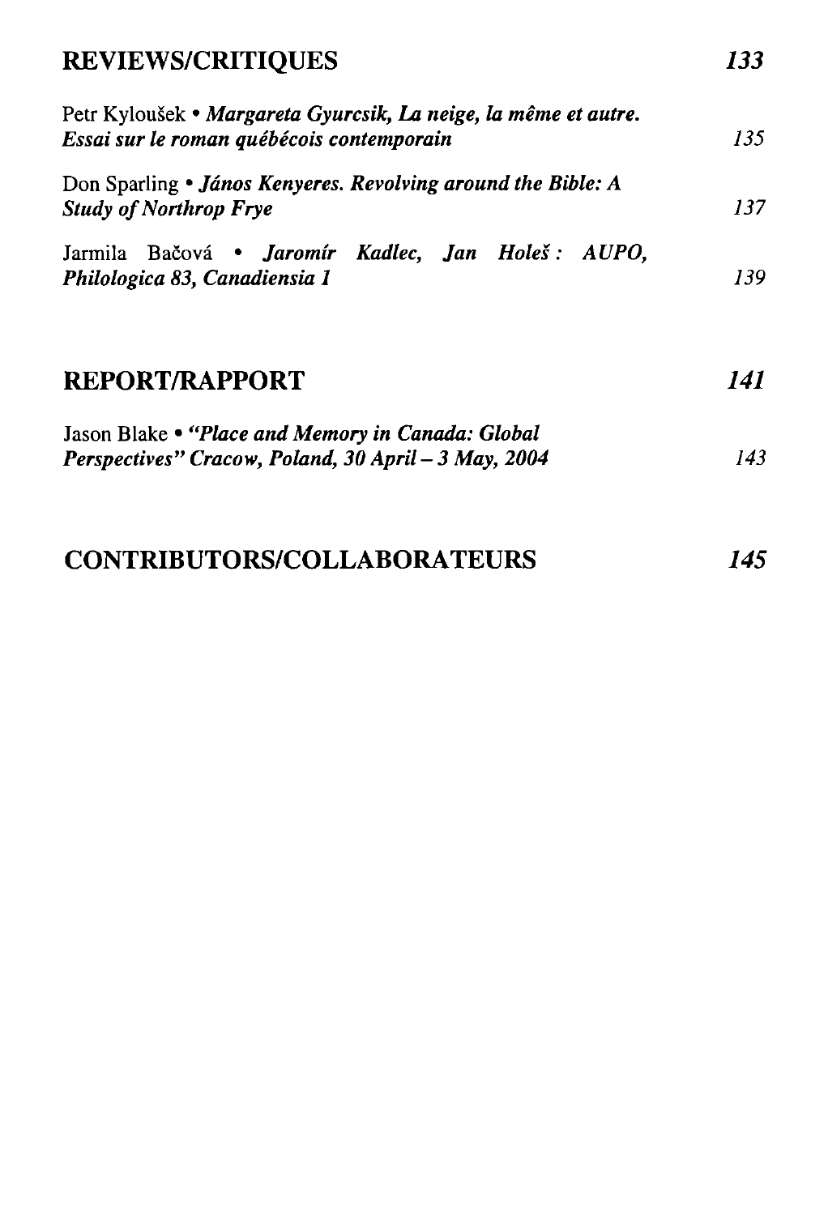## REVIEWS/CRITIQUES 133

Petr Kyloušek • *Margareta Gyurcsik, La neige, la même et autre. Essai sur le roman québécois contemporain* 135

Don Sparling • *János Kenyeres. Revolving around the Bible: A Study of Northrop Frye* 137

Jarmila Bačová • *Jaromír Kadlec, Jan Holeš : AUPO, Philologica 83, Canadiensia 1* 139

## REPORT/RAPPORT 141

Jason Blake • *"Place and Memory in Canada: Global Perspectives" Cracow, Poland, 30 April – 3 May, 2004* 143

## CONTRIBUTORS/COLLABORATEURS 145